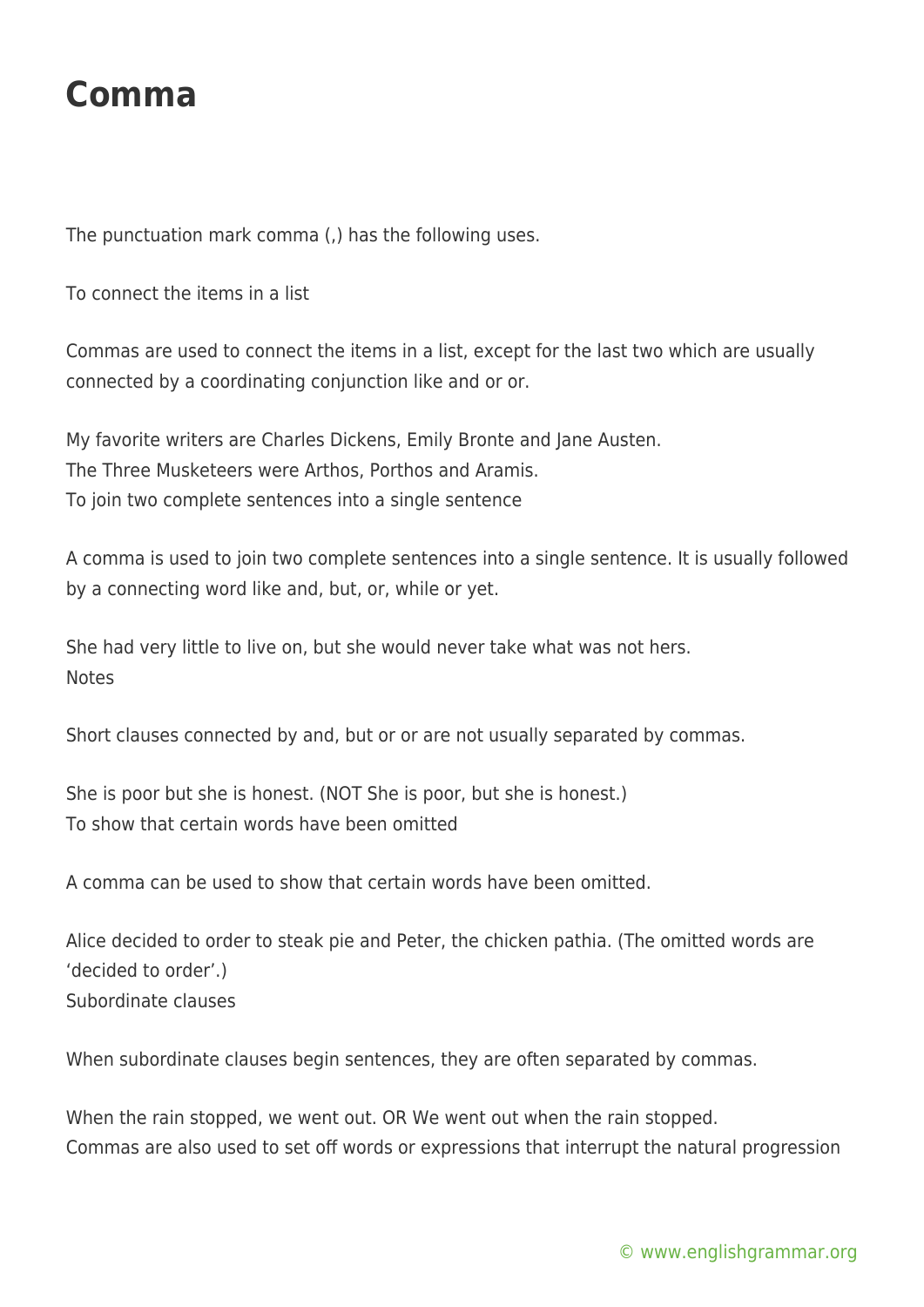# Comma

The punctuation mark comma (,) has the following uses.

To connect the items in a list

Commas are used to connect the items in a list, except for the last two which are usually connected by a coordinating conjunction like and or or.

My favorite writers are Charles Dickens, Emily Bronte and Jane Austen.
The Three Musketeers were Arthos, Porthos and Aramis.
To join two complete sentences into a single sentence

A comma is used to join two complete sentences into a single sentence. It is usually followed by a connecting word like and, but, or, while or yet.

She had very little to live on, but she would never take what was not hers.
Notes

Short clauses connected by and, but or or are not usually separated by commas.

She is poor but she is honest. (NOT She is poor, but she is honest.)
To show that certain words have been omitted

A comma can be used to show that certain words have been omitted.

Alice decided to order to steak pie and Peter, the chicken pathia. (The omitted words are 'decided to order'.)
Subordinate clauses

When subordinate clauses begin sentences, they are often separated by commas.

When the rain stopped, we went out. OR We went out when the rain stopped.
Commas are also used to set off words or expressions that interrupt the natural progression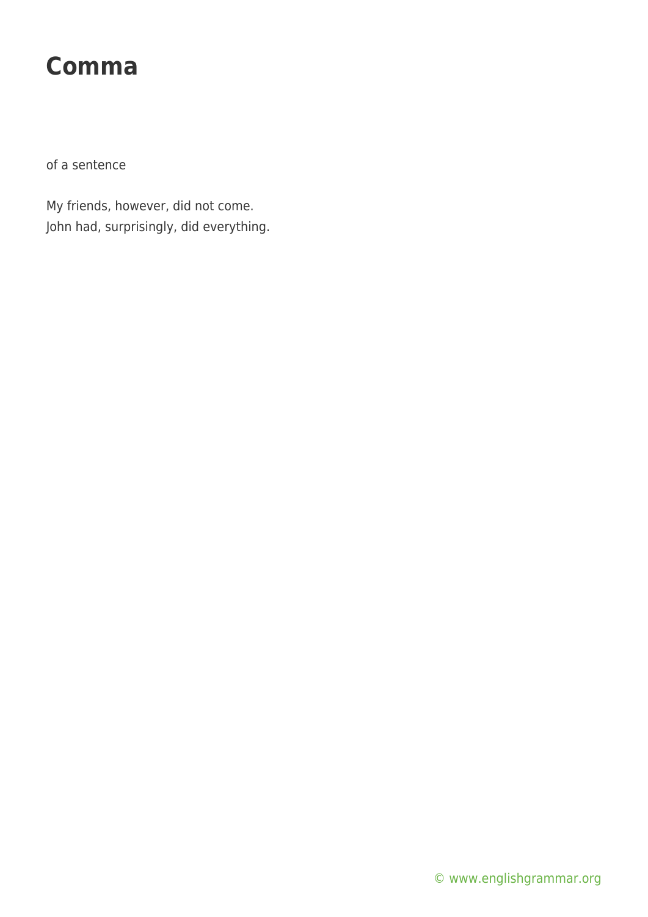of a sentence

My friends, however, did not come.
John had, surprisingly, did everything.